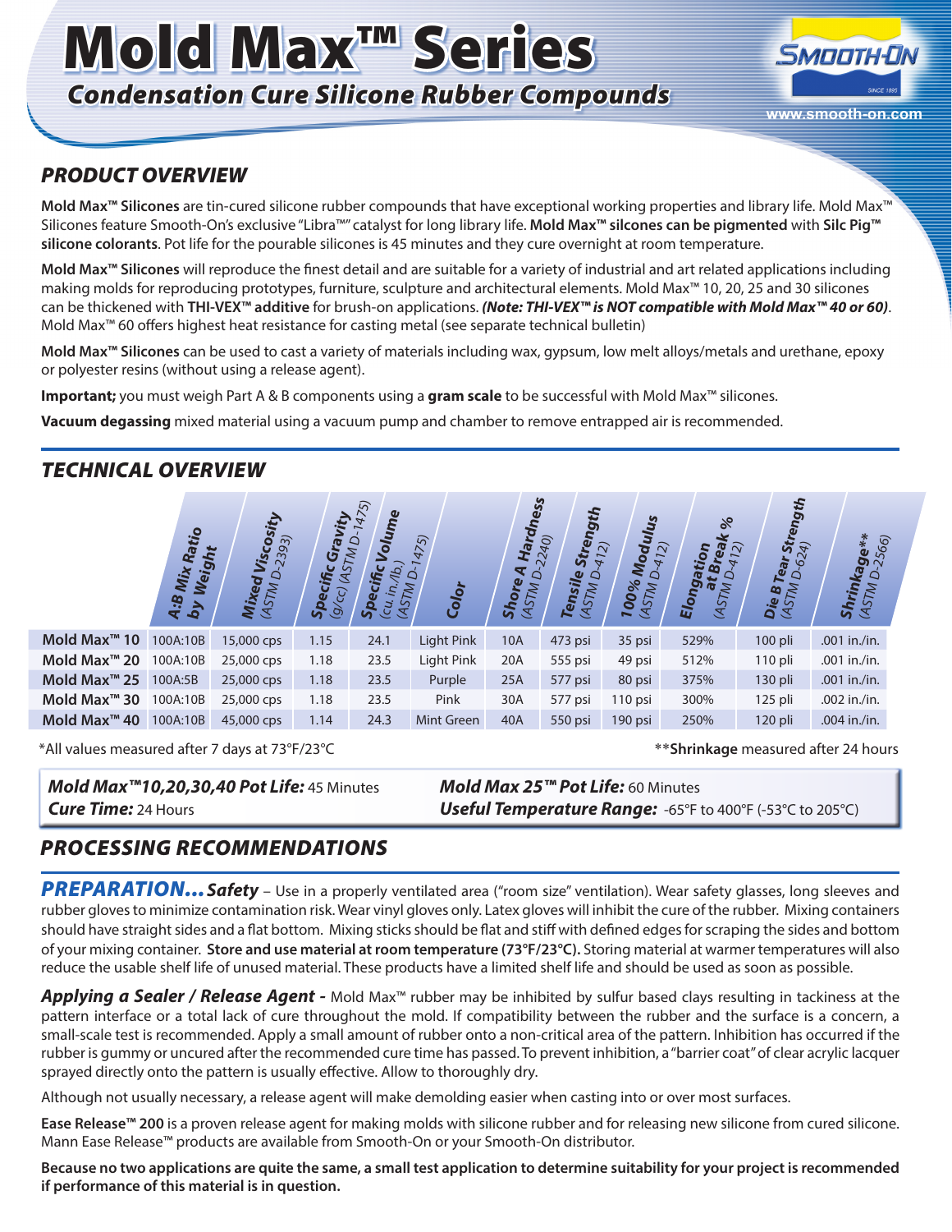# Mold Max™ Series

## *Condensation Cure Silicone Rubber Compounds*

SMOOTH-ON
www.smooth-on.com

## *PRODUCT OVERVIEW*

**Mold Max™ Silicones** are tin-cured silicone rubber compounds that have exceptional working properties and library life. Mold Max™ Silicones feature Smooth-On's exclusive "Libra™" catalyst for long library life. **Mold Max™ silcones can be pigmented** with **Silc Pig™ silicone colorants**. Pot life for the pourable silicones is 45 minutes and they cure overnight at room temperature.

**Mold Max™ Silicones** will reproduce the finest detail and are suitable for a variety of industrial and art related applications including making molds for reproducing prototypes, furniture, sculpture and architectural elements. Mold Max™ 10, 20, 25 and 30 silicones can be thickened with **THI-VEX™ additive** for brush-on applications. ***(Note: THI-VEX™ is NOT compatible with Mold Max™ 40 or 60)***. Mold Max™ 60 offers highest heat resistance for casting metal (see separate technical bulletin)

**Mold Max™ Silicones** can be used to cast a variety of materials including wax, gypsum, low melt alloys/metals and urethane, epoxy or polyester resins (without using a release agent).

**Important;** you must weigh Part A & B components using a **gram scale** to be successful with Mold Max™ silicones.

**Vacuum degassing** mixed material using a vacuum pump and chamber to remove entrapped air is recommended.

## *TECHNICAL OVERVIEW*

| | A:B Mix Ratio by Weight | Mixed Viscosity (ASTM D-2393) | Specific Gravity (g/cc) (ASTM D-1475) | Specific Volume (cu. in./lb.) (ASTM D-1475) | Color | Shore A Hardness (ASTM D-2240) | Tensile Strength (ASTM D-412) | 100% Modulus (ASTM D-412) | Elongation at Break % (ASTM D-412) | Die B Tear Strength (ASTM D-624) | Shrinkage** (ASTM D-2566) |
|---|---|---|---|---|---|---|---|---|---|---|---|
| **Mold Max™ 10** | 100A:10B | 15,000 cps | 1.15 | 24.1 | Light Pink | 10A | 473 psi | 35 psi | 529% | 100 pli | .001 in./in. |
| **Mold Max™ 20** | 100A:10B | 25,000 cps | 1.18 | 23.5 | Light Pink | 20A | 555 psi | 49 psi | 512% | 110 pli | .001 in./in. |
| **Mold Max™ 25** | 100A:5B | 25,000 cps | 1.18 | 23.5 | Purple | 25A | 577 psi | 80 psi | 375% | 130 pli | .001 in./in. |
| **Mold Max™ 30** | 100A:10B | 25,000 cps | 1.18 | 23.5 | Pink | 30A | 577 psi | 110 psi | 300% | 125 pli | .002 in./in. |
| **Mold Max™ 40** | 100A:10B | 45,000 cps | 1.14 | 24.3 | Mint Green | 40A | 550 psi | 190 psi | 250% | 120 pli | .004 in./in. |

*All values measured after 7 days at 73°F/23°C

****Shrinkage** measured after 24 hours

***Mold Max™10,20,30,40 Pot Life:*** 45 Minutes
***Cure Time:*** 24 Hours

***Mold Max 25™ Pot Life:*** 60 Minutes
***Useful Temperature Range:*** -65°F to 400°F (-53°C to 205°C)

## *PROCESSING RECOMMENDATIONS*

***PREPARATION... Safety*** – Use in a properly ventilated area ("room size" ventilation). Wear safety glasses, long sleeves and rubber gloves to minimize contamination risk. Wear vinyl gloves only. Latex gloves will inhibit the cure of the rubber. Mixing containers should have straight sides and a flat bottom. Mixing sticks should be flat and stiff with defined edges for scraping the sides and bottom of your mixing container. **Store and use material at room temperature (73°F/23°C).** Storing material at warmer temperatures will also reduce the usable shelf life of unused material. These products have a limited shelf life and should be used as soon as possible.

***Applying a Sealer / Release Agent -*** Mold Max™ rubber may be inhibited by sulfur based clays resulting in tackiness at the pattern interface or a total lack of cure throughout the mold. If compatibility between the rubber and the surface is a concern, a small-scale test is recommended. Apply a small amount of rubber onto a non-critical area of the pattern. Inhibition has occurred if the rubber is gummy or uncured after the recommended cure time has passed. To prevent inhibition, a "barrier coat" of clear acrylic lacquer sprayed directly onto the pattern is usually effective. Allow to thoroughly dry.

Although not usually necessary, a release agent will make demolding easier when casting into or over most surfaces.

**Ease Release™ 200** is a proven release agent for making molds with silicone rubber and for releasing new silicone from cured silicone. Mann Ease Release™ products are available from Smooth-On or your Smooth-On distributor.

**Because no two applications are quite the same, a small test application to determine suitability for your project is recommended if performance of this material is in question.**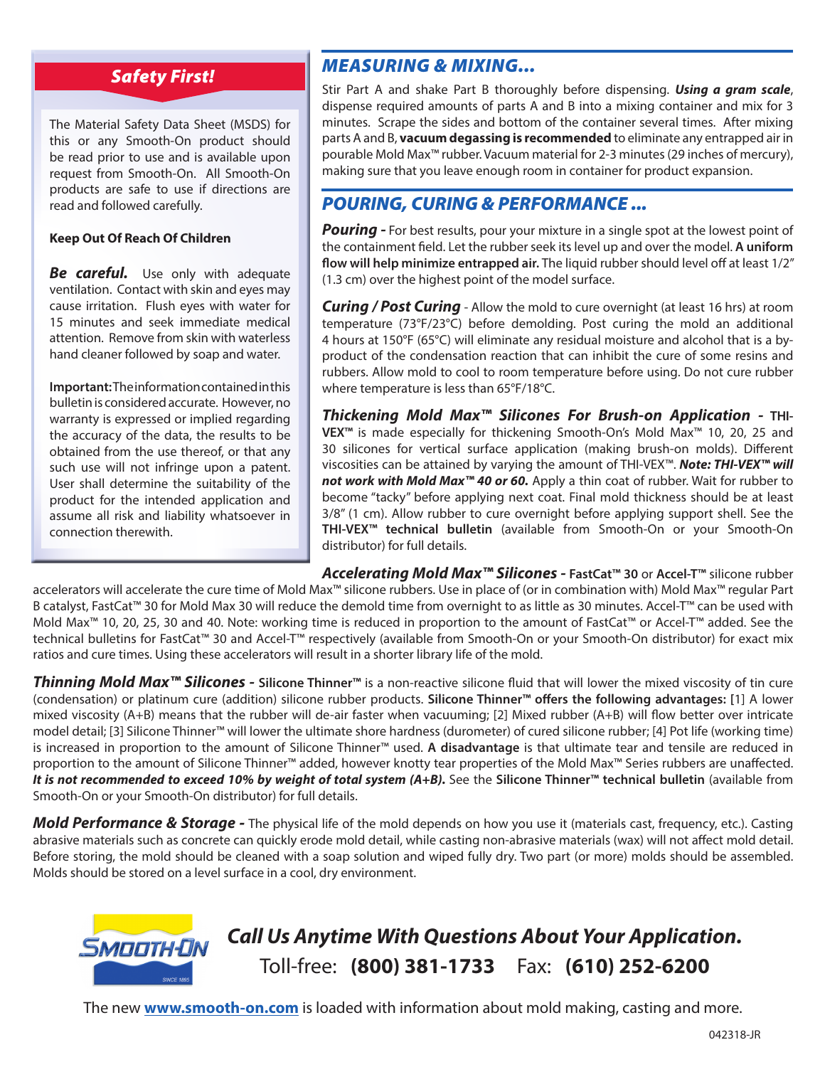## Safety First!

The Material Safety Data Sheet (MSDS) for this or any Smooth-On product should be read prior to use and is available upon request from Smooth-On. All Smooth-On products are safe to use if directions are read and followed carefully.

**Keep Out Of Reach Of Children**

***Be careful.*** Use only with adequate ventilation. Contact with skin and eyes may cause irritation. Flush eyes with water for 15 minutes and seek immediate medical attention. Remove from skin with waterless hand cleaner followed by soap and water.

**Important:** The information contained in this bulletin is considered accurate. However, no warranty is expressed or implied regarding the accuracy of the data, the results to be obtained from the use thereof, or that any such use will not infringe upon a patent. User shall determine the suitability of the product for the intended application and assume all risk and liability whatsoever in connection therewith.

## MEASURING & MIXING...

Stir Part A and shake Part B thoroughly before dispensing. ***Using a gram scale***, dispense required amounts of parts A and B into a mixing container and mix for 3 minutes. Scrape the sides and bottom of the container several times. After mixing parts A and B, **vacuum degassing is recommended** to eliminate any entrapped air in pourable Mold Max™ rubber. Vacuum material for 2-3 minutes (29 inches of mercury), making sure that you leave enough room in container for product expansion.

## POURING, CURING & PERFORMANCE ...

***Pouring -*** For best results, pour your mixture in a single spot at the lowest point of the containment field. Let the rubber seek its level up and over the model. **A uniform flow will help minimize entrapped air.** The liquid rubber should level off at least 1/2" (1.3 cm) over the highest point of the model surface.

***Curing / Post Curing*** - Allow the mold to cure overnight (at least 16 hrs) at room temperature (73°F/23°C) before demolding. Post curing the mold an additional 4 hours at 150°F (65°C) will eliminate any residual moisture and alcohol that is a by-product of the condensation reaction that can inhibit the cure of some resins and rubbers. Allow mold to cool to room temperature before using. Do not cure rubber where temperature is less than 65°F/18°C.

***Thickening Mold Max™ Silicones For Brush-on Application -*** **THI-VEX™** is made especially for thickening Smooth-On's Mold Max™ 10, 20, 25 and 30 silicones for vertical surface application (making brush-on molds). Different viscosities can be attained by varying the amount of THI-VEX™. ***Note: THI-VEX™ will not work with Mold Max™ 40 or 60.*** Apply a thin coat of rubber. Wait for rubber to become "tacky" before applying next coat. Final mold thickness should be at least 3/8" (1 cm). Allow rubber to cure overnight before applying support shell. See the **THI-VEX™ technical bulletin** (available from Smooth-On or your Smooth-On distributor) for full details.

***Accelerating Mold Max™ Silicones -*** **FastCat™ 30** or **Accel-T™** silicone rubber accelerators will accelerate the cure time of Mold Max™ silicone rubbers. Use in place of (or in combination with) Mold Max™ regular Part B catalyst, FastCat™ 30 for Mold Max 30 will reduce the demold time from overnight to as little as 30 minutes. Accel-T™ can be used with Mold Max™ 10, 20, 25, 30 and 40. Note: working time is reduced in proportion to the amount of FastCat™ or Accel-T™ added. See the technical bulletins for FastCat™ 30 and Accel-T™ respectively (available from Smooth-On or your Smooth-On distributor) for exact mix ratios and cure times. Using these accelerators will result in a shorter library life of the mold.

***Thinning Mold Max™ Silicones -*** **Silicone Thinner™** is a non-reactive silicone fluid that will lower the mixed viscosity of tin cure (condensation) or platinum cure (addition) silicone rubber products. **Silicone Thinner™ offers the following advantages:** [1] A lower mixed viscosity (A+B) means that the rubber will de-air faster when vacuuming; [2] Mixed rubber (A+B) will flow better over intricate model detail; [3] Silicone Thinner™ will lower the ultimate shore hardness (durometer) of cured silicone rubber; [4] Pot life (working time) is increased in proportion to the amount of Silicone Thinner™ used. **A disadvantage** is that ultimate tear and tensile are reduced in proportion to the amount of Silicone Thinner™ added, however knotty tear properties of the Mold Max™ Series rubbers are unaffected. ***It is not recommended to exceed 10% by weight of total system (A+B).*** See the **Silicone Thinner™ technical bulletin** (available from Smooth-On or your Smooth-On distributor) for full details.

***Mold Performance & Storage -*** The physical life of the mold depends on how you use it (materials cast, frequency, etc.). Casting abrasive materials such as concrete can quickly erode mold detail, while casting non-abrasive materials (wax) will not affect mold detail. Before storing, the mold should be cleaned with a soap solution and wiped fully dry. Two part (or more) molds should be assembled. Molds should be stored on a level surface in a cool, dry environment.

SMOOTH-ON SINCE 1895

***Call Us Anytime With Questions About Your Application.***

Toll-free: **(800) 381-1733** Fax: **(610) 252-6200**

The new **www.smooth-on.com** is loaded with information about mold making, casting and more.

042318-JR